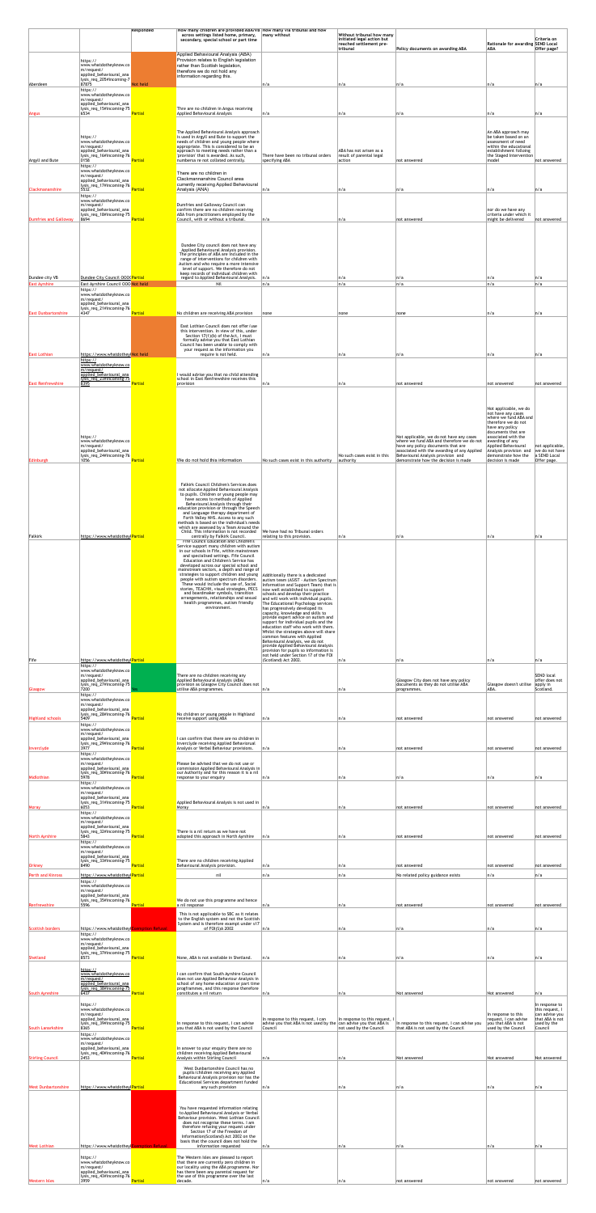| | | Responded | How many children are provided ABA/VB across settings listed home, primary, secondary, special school or part time | How many via tribunal and how many without | Without tribunal how many initiated legal action but reached settlement pre-tribunal | Policy documents on awarding ABA | Rationale for awarding ABA | Criteria on SEND Local Offer page? |
|---|---|---|---|---|---|---|---|---|
| Aberdeen | https://www.whatdotheyknow.com/request/applied_behavioural_analysis_req_205#incoming-769075 | Not held | Applied Behavioural Analysis (ABA) Provision relates to English legislation rather than Scottish legislation, therefore we do not hold any information regarding this. | n/a | n/a | n/a | n/a | n/a |
| Angus | https://www.whatdotheyknow.com/request/applied_behavioural_analysis_req_15#incoming-756534 | Partial | There are no children in Angus receiving Applied Behavioural Analysis | n/a | n/a | n/a | n/a | n/a |
| Argyll and Bute | https://www.whatdotheyknow.com/request/applied_behavioural_analysis_req_16#incoming-760158 | Partial | The Applied Behavioural Analysis approach is used in Argyll and Bute to support the needs of children and young people where appropriate. This is considered to be an approach to meeting needs rather than a 'provision' that is awarded. As such, numbers re not collated centrally. | There have been no tribunal orders specifying ABA | ABA has not arisen as a result of parental legal action | not answered | An ABA approach may be taken based on an assessment of need within the educational establishment folloing the Staged Intervention model | not answered |
| Clackmannanshire | https://www.whatdotheyknow.com/request/applied_behavioural_analysis_req_17#incoming-765532 | Partial | There are no children in Clackmannanshire Council area currently receiving Applied Behavioural Analysis (ANA) | n/a | n/a | n/a | n/a | n/a |
| Dumfries and Galloway | https://www.whatdotheyknow.com/request/applied_behavioural_analysis_req_18#incoming-758694 | Partial | Dumfries and Galloway Council can confirm there are no children receiving ABA from practitioners employed by the Council, with or without a tribunal. | n/a | n/a | not answered | nor do we have any criteria under which it might be delivered | not answered |
| Dundee city VB | Dundee City Council 0000 | Partial | Dundee City council does not have any Applied Behavioural Analysis provision. The principles of ABA are included in the range of interventions for children with Autism and who require a more intensive level of support. We therefore do not keep records of individual children with regard to Applied Behavioural Analysis. | n/a | n/a | n/a | n/a | n/a |
| East Ayrshire | East Ayrshire Council 0000 | Not held | Nil | n/a | n/a | n/a | n/a | n/a |
| East Dunbartonshire | https://www.whatdotheyknow.com/request/applied_behavioural_analysis_req_21#incoming-764347 | Partial | No children are receiving ABA provision | none | none | none | n/a | n/a |
| East Lothian | https://www.whatdotheyknow | Not held | East Lothian Council does not offer/use this intervention. In view of this, under Section 17(1)(b) of the Act, I must formally advise you that East Lothian Council has been unable to comply with your request as the information you require is not held. | n/a | n/a | n/a | n/a | n/a |
| East Renfrewshire | https://www.whatdotheyknow.com/request/applied_behavioural_analysis_req_23#incoming-768395 | Partial | I would advise you that no child attending school in East Renfrewshire receives this provision | n/a | n/a | not answered | not answered | not answered |
| Edinburgh | https://www.whatdotheyknow.com/request/applied_behavioural_analysis_req_24#incoming-761056 | Partial | We do not hold this information | No such cases exist in this authority | No such cases exist in this authority | Not applicable, we do not have any cases where we fund ABA and therefore we do not have any policy documents that are associated with the awarding of any Applied Behavioural Analysis provision and demonstrate how the decision is made | Not applicable, we do not have any cases where we fund ABA and therefore we do not have any policy documents that are associated with the awarding of any Applied Behavioural Analysis provision and demonstrate how the decision is made | not applicable, we do not have a SEND Local Offer page. |
| Falkirk | https://www.whatdotheyknow | Partial | Falkirk Council Children's Services does not allocate Applied Behavioural Analysis to pupils. Children or young people may have access to methods of Applied Behavioural Analysis through their education provision or through the Speech and Language therapy department of Forth Valley NHS. Access to any such methods is based on the individual's needs which are assessed by a Team Around the Child. This information is not recorded centrally by Falkirk Council. | We have had no Tribunal orders relating to this provision. | n/a | n/a | n/a | n/a |
| Fife | https://www.whatdotheyknow | Partial | Fife Council Education and Children's Service support many children with autism in our schools in Fife, within mainstream and specialised settings. Fife Council Education and Children's Service has developed across our special school and mainstream sectors, a depth and range of strategies to support children and young people with autism spectrum disorders. These would include the use of, Social stories, TEACHH, visual strategies, PECS and boardmaker symbols, transition arrangements, relationships and sexual health programmes, autism friendly environment. | Additionally there is a dedicated autism team (ASIST – Autism Spectrum Information and Support Team) that is now well established to support schools and develop their practice and will work with individual pupils. The Educational Psychology services has progressively developed its capacity, knowledge and skills to provide expert advice on autism and support for individual pupils and the education staff who work with them. Whilst the strategies above will share common features with Applied Behavioural Analysis, we do not provide Applied Behavioural Analysis provision for pupils so information is not held under Section 17 of the FOI (Scotland) Act 2002. | n/a | n/a | n/a | n/a |
| Glasgow | https://www.whatdotheyknow.com/request/applied_behavioural_analysis_req_27#incoming-757200 | Yes | There are no children receiving any Applied Behavioural Analysis (ABA) provision as Glasgow City Council does not utilise ABA programmes. | n/a | n/a | Glasgow City Council does not have any policy documents as they do not utilise ABA programmes. | Glasgow doesn't utilise ABA. | SEND local offer does not apply in Scotland. |
| Highland schools | https://www.whatdotheyknow.com/request/applied_behavioural_analysis_req_28#incoming-765409 | Partial | No children or young people in Highland receive support using ABA | n/a | n/a | not answered | not answered | not answered |
| Inverclyde | https://www.whatdotheyknow.com/request/applied_behavioural_analysis_req_29#incoming-763977 | Partial | I can confirm that there are no children in Inverclyde receiving Applied Behavioural Analysis or Verbal Behaviour provisions. | n/a | n/a | not answered | not answered | not answered |
| Midlothian | https://www.whatdotheyknow.com/request/applied_behavioural_analysis_req_30#incoming-765978 | Partial | Please be advised that we do not use or commission Applied Behavioural Analysis in our Authority and for this reason it is a nil response to your enquiry | n/a | n/a | n/a | n/a | n/a |
| Moray | https://www.whatdotheyknow.com/request/applied_behavioural_analysis_req_31#incoming-756053 | Partial | Applied Behavioural Analysis is not used in Moray | n/a | n/a | not answered | not answered | not answered |
| North Ayrshire | https://www.whatdotheyknow.com/request/applied_behavioural_analysis_req_32#incoming-755843 | Partial | There is a nil return as we have not adopted this approach in North Ayrshire | n/a | n/a | not answered | not answered | not answered |
| Orkney | https://www.whatdotheyknow.com/request/applied_behavioural_analysis_req_33#incoming-758490 | Partial | There are no children receiving Applied Behavioural Analysis provision. | n/a | n/a | not answered | not answered | not answered |
| Perth and Kinross | https://www.whatdotheyknow | Partial | nil | n/a | n/a | No related policy guidance exists | n/a | n/a |
| Renfrewshire | https://www.whatdotheyknow.com/request/applied_behavioural_analysis_req_35#incoming-765596 | Partial | We do not use this programme and hence a nil response | n/a | n/a | not answered | not answered | not answered |
| Scottish borders | https://www.whatdotheyknow | Exemption: Refusal | This is not applicable to SBC as it relates to the English system and not the Scottish System and is therefore exempt under s17 of FOI(S)A 2002 | n/a | n/a | n/a | n/a | n/a |
| Shetland | https://www.whatdotheyknow.com/request/applied_behavioural_analysis_req_37#incoming-758573 | Partial | None, ABA is not available in Shetland. | n/a | n/a | n/a | n/a | n/a |
| South Ayrshire | https://www.whatdotheyknow.com/request/applied_behavioural_analysis_req_38#incoming-756437 | Partial | I can confirm that South Ayrshire Council does not use Applied Behaviour Analysis in school of any home education or part time programmes, and this response therefore constitutes a nil return | n/a | n/a | Not answered | Not answered | n/a |
| South Lanarkshire | https://www.whatdotheyknow.com/request/applied_behavioural_analysis_req_39#incoming-758365 | Partial | In response to this request, I can advise you that ABA is not used by the Council | In response to this request, I can advise you that ABA is not used by the Council | In response to this request, I can advise you that ABA is not used by the Council | In response to this request, I can advise you that ABA is not used by the Council | In response to this request, I can advise you that ABA is not used by the Council | In response to this request, I can advise you that ABA is not used by the Council |
| Stirling Council | https://www.whatdotheyknow.com/request/applied_behavioural_analysis_req_40#incoming-762453 | Partial | In answer to your enquiry there are no children receiving Applied Behavioural Analysis within Stirling Council | n/a | n/a | Not answered | Not answered | Not answered |
| West Dunbartonshire | https://www.whatdotheyknow | Partial | West Dunbartonshire Council has no pupils/children receiving any Applied Behavioural Analysis provision nor has the Educational Services department funded any such provision | n/a | n/a | n/a | n/a | n/a |
| West Lothian | https://www.whatdotheyknow | Exemption: Refusal | You have requested information relating to Applied Behavioural Analysis or Verbal Behaviour provision. West Lothian Council does not recognise these terms. I am therefore refusing your request under Section 17 of the Freedom of Information(Scotland) Act 2002 on the basis that the council does not hold the information requested | n/a | n/a | n/a | n/a | n/a |
| Western Isles | https://www.whatdotheyknow.com/request/applied_behavioural_analysis_req_43#incoming-763959 | Partial | The Western Isles are pleased to report that there are currently zero children in our locality using the ABA programme. Nor has there been any parental request for the use of this programme over the last decade. | n/a | n/a | not answered | not answered | not answered |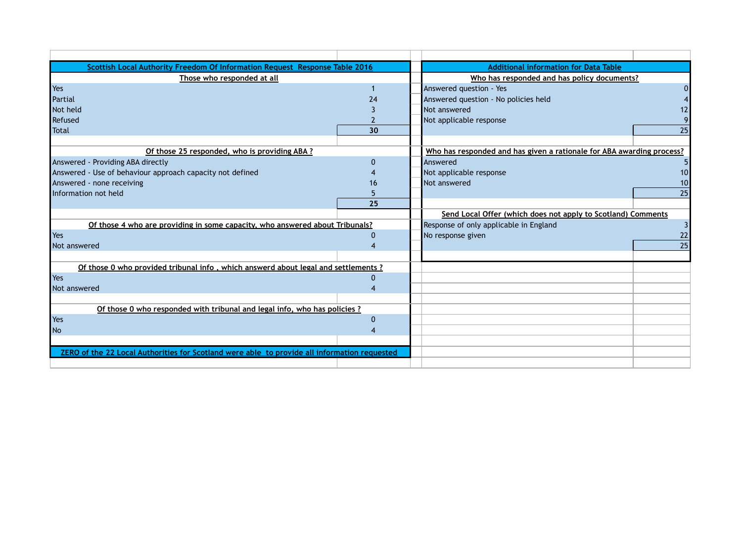| Scottish Local Authority Freedom Of Information Request Response Table 2016 | |
|---|---|
| **Those who responded at all** | |
| Yes | 1 |
| Partial | 24 |
| Not held | 3 |
| Refused | 2 |
| Total | 30 |
| **Of those 25 responded, who is providing ABA ?** | |
| Answered - Providing ABA directly | 0 |
| Answered - Use of behaviour approach capacity not defined | 4 |
| Answered - none receiving | 16 |
| Information not held | 5 |
| | 25 |
| **Of those 4 who are providing in some capacity, who answered about Tribunals?** | |
| Yes | 0 |
| Not answered | 4 |
| **Of those 0 who provided tribunal info , which answer about legal and settlements ?** | |
| Yes | 0 |
| Not answered | 4 |
| **Of those 0 who responded with tribunal and legal info, who has policies ?** | |
| Yes | 0 |
| No | 4 |
| **ZERO of the 22 Local Authorities for Scotland were able to provide all information requested** | |

| Additional information for Data Table | |
|---|---|
| **Who has responded and has policy documents?** | |
| Answered question - Yes | 0 |
| Answered question - No policies held | 4 |
| Not answered | 12 |
| Not applicable response | 9 |
| | 25 |
| **Who has responded and has given a rationale for ABA awarding process?** | |
| Answered | 5 |
| Not applicable response | 10 |
| Not answered | 10 |
| | 25 |
| **Send Local Offer (which does not apply to Scotland) Comments** | |
| Response of only applicable in England | 3 |
| No response given | 22 |
| | 25 |